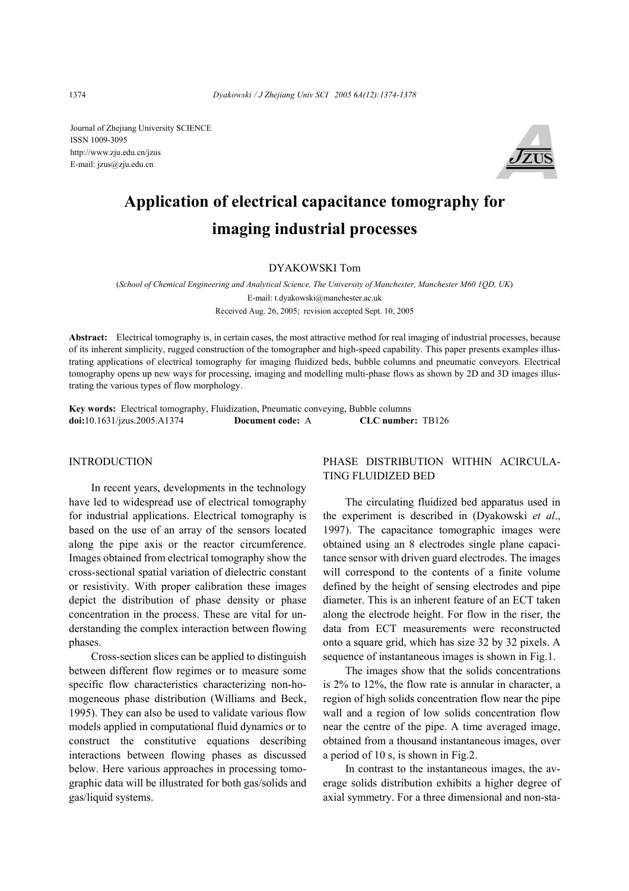Journal of Zhejiang University SCIENCE
ISSN 1009-3095
http://www.zju.edu.cn/jzus
E-mail: jzus@zju.edu.cn

# Application of electrical capacitance tomography for imaging industrial processes

DYAKOWSKI Tom

(*School of Chemical Engineering and Analytical Science, The University of Manchester, Manchester M60 1QD, UK*)

E-mail: t.dyakowski@manchester.ac.uk

Received Aug. 26, 2005; revision accepted Sept. 10, 2005

**Abstract:** Electrical tomography is, in certain cases, the most attractive method for real imaging of industrial processes, because of its inherent simplicity, rugged construction of the tomographer and high-speed capability. This paper presents examples illustrating applications of electrical tomography for imaging fluidized beds, bubble columns and pneumatic conveyors. Electrical tomography opens up new ways for processing, imaging and modelling multi-phase flows as shown by 2D and 3D images illustrating the various types of flow morphology.

**Key words:** Electrical tomography, Fluidization, Pneumatic conveying, Bubble columns
**doi:**10.1631/jzus.2005.A1374 **Document code:** A **CLC number:** TB126

## INTRODUCTION

In recent years, developments in the technology have led to widespread use of electrical tomography for industrial applications. Electrical tomography is based on the use of an array of the sensors located along the pipe axis or the reactor circumference. Images obtained from electrical tomography show the cross-sectional spatial variation of dielectric constant or resistivity. With proper calibration these images depict the distribution of phase density or phase concentration in the process. These are vital for understanding the complex interaction between flowing phases.

Cross-section slices can be applied to distinguish between different flow regimes or to measure some specific flow characteristics characterizing non-homogeneous phase distribution (Williams and Beck, 1995). They can also be used to validate various flow models applied in computational fluid dynamics or to construct the constitutive equations describing interactions between flowing phases as discussed below. Here various approaches in processing tomographic data will be illustrated for both gas/solids and gas/liquid systems.

## PHASE DISTRIBUTION WITHIN ACIRCULATING FLUIDIZED BED

The circulating fluidized bed apparatus used in the experiment is described in (Dyakowski *et al*., 1997). The capacitance tomographic images were obtained using an 8 electrodes single plane capacitance sensor with driven guard electrodes. The images will correspond to the contents of a finite volume defined by the height of sensing electrodes and pipe diameter. This is an inherent feature of an ECT taken along the electrode height. For flow in the riser, the data from ECT measurements were reconstructed onto a square grid, which has size 32 by 32 pixels. A sequence of instantaneous images is shown in Fig.1.

The images show that the solids concentrations is 2% to 12%, the flow rate is annular in character, a region of high solids concentration flow near the pipe wall and a region of low solids concentration flow near the centre of the pipe. A time averaged image, obtained from a thousand instantaneous images, over a period of 10 s, is shown in Fig.2.

In contrast to the instantaneous images, the average solids distribution exhibits a higher degree of axial symmetry. For a three dimensional and non-sta-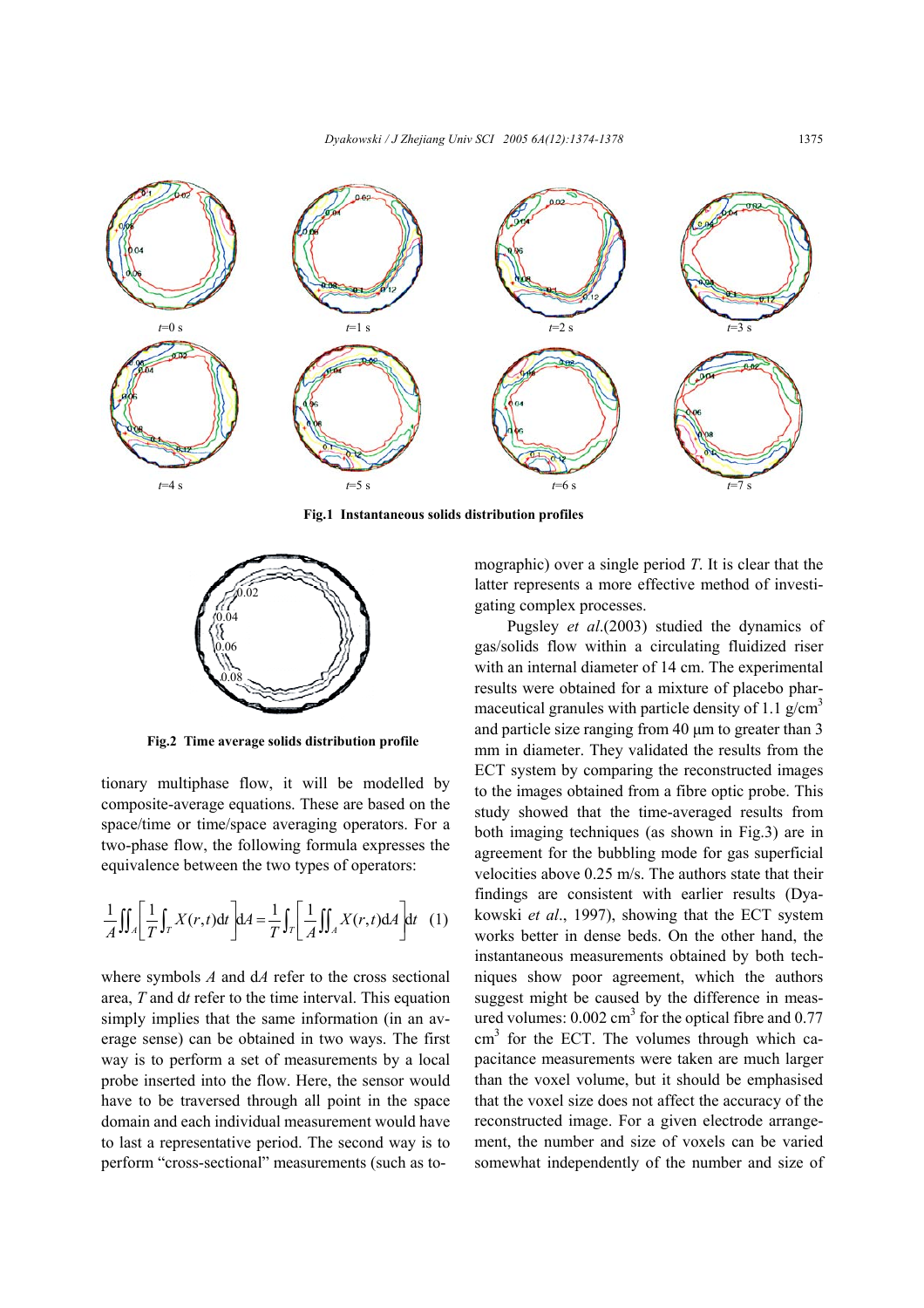Fig.1 Instantaneous solids distribution profiles

Fig.2 Time average solids distribution profile

tionary multiphase flow, it will be modelled by composite-average equations. These are based on the space/time or time/space averaging operators. For a two-phase flow, the following formula expresses the equivalence between the two types of operators:

$$\frac{1}{A}\iint_A\left[\frac{1}{T}\int_T X(r,t)\mathrm{d}t\right]\mathrm{d}A=\frac{1}{T}\int_T\left[\frac{1}{A}\iint_A X(r,t)\mathrm{d}A\right]\mathrm{d}t \quad (1)$$

where symbols $A$ and d$A$ refer to the cross sectional area, $T$ and d$t$ refer to the time interval. This equation simply implies that the same information (in an average sense) can be obtained in two ways. The first way is to perform a set of measurements by a local probe inserted into the flow. Here, the sensor would have to be traversed through all point in the space domain and each individual measurement would have to last a representative period. The second way is to perform "cross-sectional" measurements (such as tomographic) over a single period $T$. It is clear that the latter represents a more effective method of investigating complex processes.

Pugsley *et al*.(2003) studied the dynamics of gas/solids flow within a circulating fluidized riser with an internal diameter of 14 cm. The experimental results were obtained for a mixture of placebo pharmaceutical granules with particle density of 1.1 g/cm$^3$ and particle size ranging from 40 μm to greater than 3 mm in diameter. They validated the results from the ECT system by comparing the reconstructed images to the images obtained from a fibre optic probe. This study showed that the time-averaged results from both imaging techniques (as shown in Fig.3) are in agreement for the bubbling mode for gas superficial velocities above 0.25 m/s. The authors state that their findings are consistent with earlier results (Dyakowski *et al*., 1997), showing that the ECT system works better in dense beds. On the other hand, the instantaneous measurements obtained by both techniques show poor agreement, which the authors suggest might be caused by the difference in measured volumes: 0.002 cm$^3$ for the optical fibre and 0.77 cm$^3$ for the ECT. The volumes through which capacitance measurements were taken are much larger than the voxel volume, but it should be emphasised that the voxel size does not affect the accuracy of the reconstructed image. For a given electrode arrangement, the number and size of voxels can be varied somewhat independently of the number and size of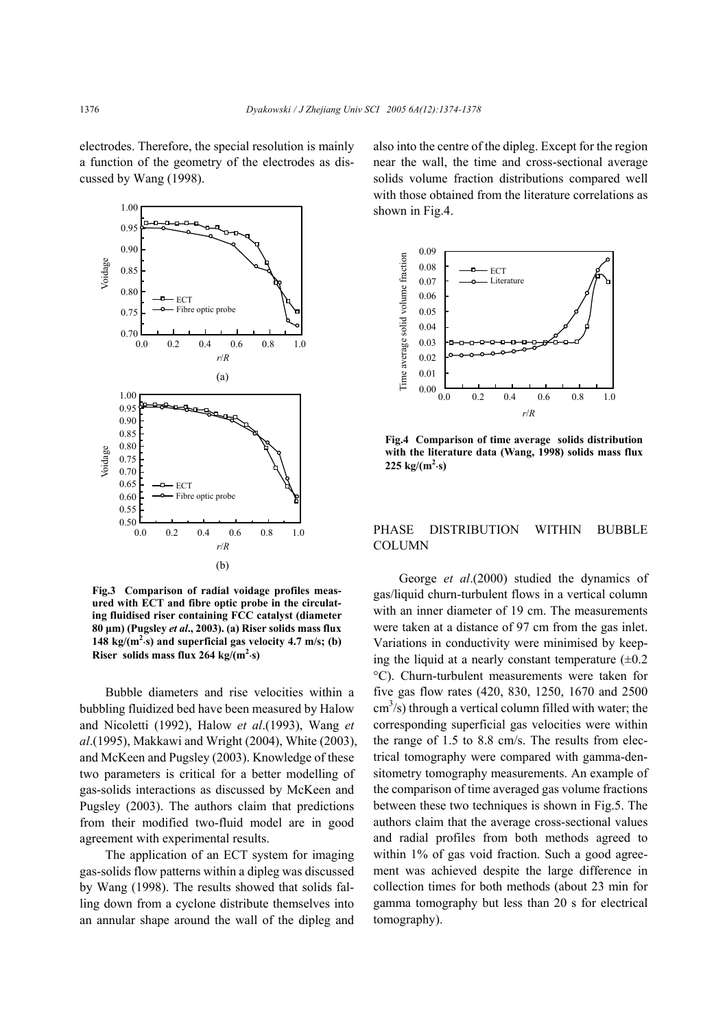electrodes. Therefore, the special resolution is mainly a function of the geometry of the electrodes as discussed by Wang (1998).

**Fig.3 Comparison of radial voidage profiles measured with ECT and fibre optic probe in the circulating fluidised riser containing FCC catalyst (diameter 80 μm) (Pugsley *et al*., 2003). (a) Riser solids mass flux 148 kg/(m$^2$·s) and superficial gas velocity 4.7 m/s; (b) Riser solids mass flux 264 kg/(m$^2$·s)**

Bubble diameters and rise velocities within a bubbling fluidized bed have been measured by Halow and Nicoletti (1992), Halow *et al*.(1993), Wang *et al*.(1995), Makkawi and Wright (2004), White (2003), and McKeen and Pugsley (2003). Knowledge of these two parameters is critical for a better modelling of gas-solids interactions as discussed by McKeen and Pugsley (2003). The authors claim that predictions from their modified two-fluid model are in good agreement with experimental results.

The application of an ECT system for imaging gas-solids flow patterns within a dipleg was discussed by Wang (1998). The results showed that solids falling down from a cyclone distribute themselves into an annular shape around the wall of the dipleg and also into the centre of the dipleg. Except for the region near the wall, the time and cross-sectional average solids volume fraction distributions compared well with those obtained from the literature correlations as shown in Fig.4.

**Fig.4 Comparison of time average solids distribution with the literature data (Wang, 1998) solids mass flux 225 kg/(m$^2$·s)**

## PHASE DISTRIBUTION WITHIN BUBBLE COLUMN

George *et al*.(2000) studied the dynamics of gas/liquid churn-turbulent flows in a vertical column with an inner diameter of 19 cm. The measurements were taken at a distance of 97 cm from the gas inlet. Variations in conductivity were minimised by keeping the liquid at a nearly constant temperature (±0.2 °C). Churn-turbulent measurements were taken for five gas flow rates (420, 830, 1250, 1670 and 2500 cm$^3$/s) through a vertical column filled with water; the corresponding superficial gas velocities were within the range of 1.5 to 8.8 cm/s. The results from electrical tomography were compared with gamma-densitometry tomography measurements. An example of the comparison of time averaged gas volume fractions between these two techniques is shown in Fig.5. The authors claim that the average cross-sectional values and radial profiles from both methods agreed to within 1% of gas void fraction. Such a good agreement was achieved despite the large difference in collection times for both methods (about 23 min for gamma tomography but less than 20 s for electrical tomography).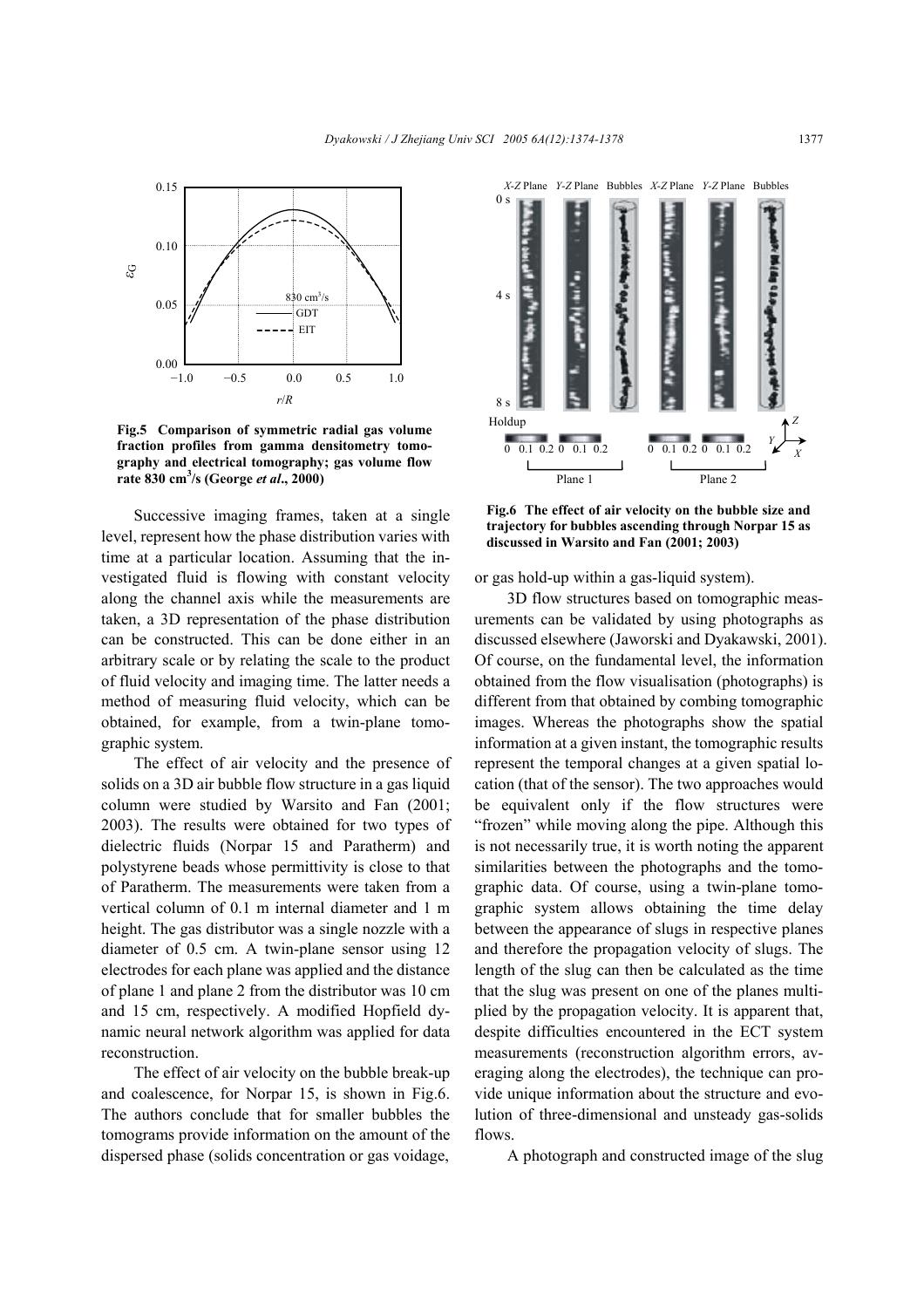**Fig.5 Comparison of symmetric radial gas volume fraction profiles from gamma densitometry tomography and electrical tomography; gas volume flow rate 830 cm$^3$/s (George *et al*., 2000)**

Successive imaging frames, taken at a single level, represent how the phase distribution varies with time at a particular location. Assuming that the investigated fluid is flowing with constant velocity along the channel axis while the measurements are taken, a 3D representation of the phase distribution can be constructed. This can be done either in an arbitrary scale or by relating the scale to the product of fluid velocity and imaging time. The latter needs a method of measuring fluid velocity, which can be obtained, for example, from a twin-plane tomographic system.

The effect of air velocity and the presence of solids on a 3D air bubble flow structure in a gas liquid column were studied by Warsito and Fan (2001; 2003). The results were obtained for two types of dielectric fluids (Norpar 15 and Paratherm) and polystyrene beads whose permittivity is close to that of Paratherm. The measurements were taken from a vertical column of 0.1 m internal diameter and 1 m height. The gas distributor was a single nozzle with a diameter of 0.5 cm. A twin-plane sensor using 12 electrodes for each plane was applied and the distance of plane 1 and plane 2 from the distributor was 10 cm and 15 cm, respectively. A modified Hopfield dynamic neural network algorithm was applied for data reconstruction.

The effect of air velocity on the bubble break-up and coalescence, for Norpar 15, is shown in Fig.6. The authors conclude that for smaller bubbles the tomograms provide information on the amount of the dispersed phase (solids concentration or gas voidage, or gas hold-up within a gas-liquid system).

**Fig.6 The effect of air velocity on the bubble size and trajectory for bubbles ascending through Norpar 15 as discussed in Warsito and Fan (2001; 2003)**

3D flow structures based on tomographic measurements can be validated by using photographs as discussed elsewhere (Jaworski and Dyakawski, 2001). Of course, on the fundamental level, the information obtained from the flow visualisation (photographs) is different from that obtained by combing tomographic images. Whereas the photographs show the spatial information at a given instant, the tomographic results represent the temporal changes at a given spatial location (that of the sensor). The two approaches would be equivalent only if the flow structures were "frozen" while moving along the pipe. Although this is not necessarily true, it is worth noting the apparent similarities between the photographs and the tomographic data. Of course, using a twin-plane tomographic system allows obtaining the time delay between the appearance of slugs in respective planes and therefore the propagation velocity of slugs. The length of the slug can then be calculated as the time that the slug was present on one of the planes multiplied by the propagation velocity. It is apparent that, despite difficulties encountered in the ECT system measurements (reconstruction algorithm errors, averaging along the electrodes), the technique can provide unique information about the structure and evolution of three-dimensional and unsteady gas-solids flows.

A photograph and constructed image of the slug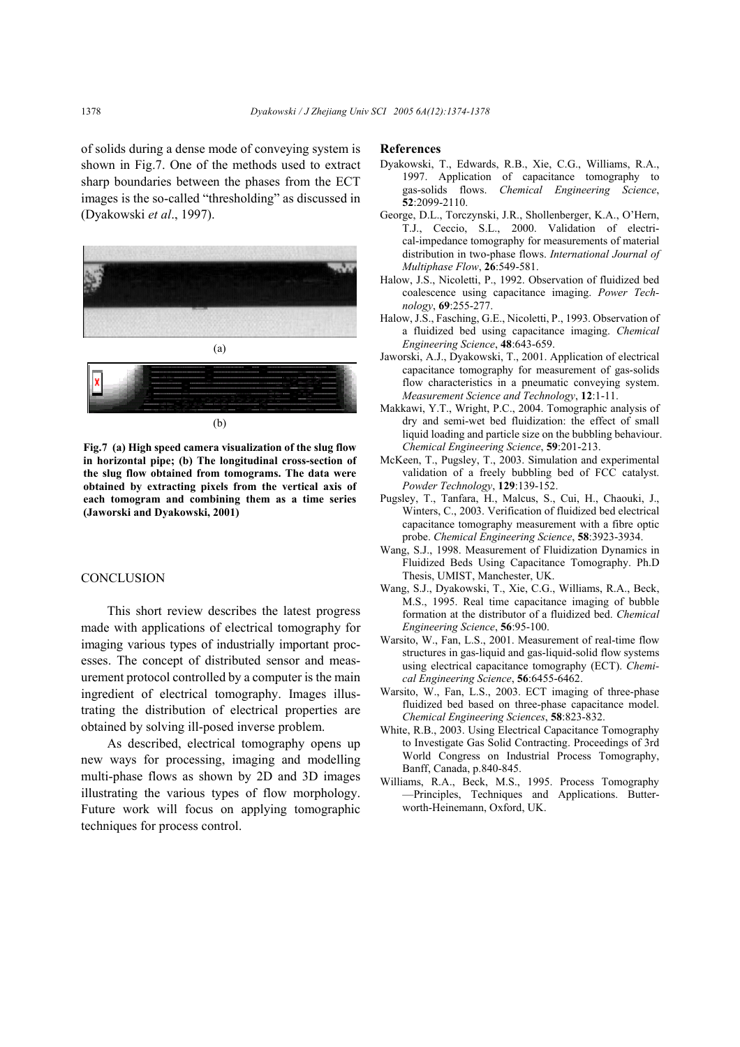of solids during a dense mode of conveying system is shown in Fig.7. One of the methods used to extract sharp boundaries between the phases from the ECT images is the so-called "thresholding" as discussed in (Dyakowski *et al*., 1997).

(a)

(b)

**Fig.7 (a) High speed camera visualization of the slug flow in horizontal pipe; (b) The longitudinal cross-section of the slug flow obtained from tomograms. The data were obtained by extracting pixels from the vertical axis of each tomogram and combining them as a time series (Jaworski and Dyakowski, 2001)**

## CONCLUSION

This short review describes the latest progress made with applications of electrical tomography for imaging various types of industrially important processes. The concept of distributed sensor and measurement protocol controlled by a computer is the main ingredient of electrical tomography. Images illustrating the distribution of electrical properties are obtained by solving ill-posed inverse problem.

As described, electrical tomography opens up new ways for processing, imaging and modelling multi-phase flows as shown by 2D and 3D images illustrating the various types of flow morphology. Future work will focus on applying tomographic techniques for process control.

## References

Dyakowski, T., Edwards, R.B., Xie, C.G., Williams, R.A., 1997. Application of capacitance tomography to gas-solids flows. *Chemical Engineering Science*, **52**:2099-2110.

George, D.L., Torczynski, J.R., Shollenberger, K.A., O'Hern, T.J., Ceccio, S.L., 2000. Validation of electrical-impedance tomography for measurements of material distribution in two-phase flows. *International Journal of Multiphase Flow*, **26**:549-581.

Halow, J.S., Nicoletti, P., 1992. Observation of fluidized bed coalescence using capacitance imaging. *Power Technology*, **69**:255-277.

Halow, J.S., Fasching, G.E., Nicoletti, P., 1993. Observation of a fluidized bed using capacitance imaging. *Chemical Engineering Science*, **48**:643-659.

Jaworski, A.J., Dyakowski, T., 2001. Application of electrical capacitance tomography for measurement of gas-solids flow characteristics in a pneumatic conveying system. *Measurement Science and Technology*, **12**:1-11.

Makkawi, Y.T., Wright, P.C., 2004. Tomographic analysis of dry and semi-wet bed fluidization: the effect of small liquid loading and particle size on the bubbling behaviour. *Chemical Engineering Science*, **59**:201-213.

McKeen, T., Pugsley, T., 2003. Simulation and experimental validation of a freely bubbling bed of FCC catalyst. *Powder Technology*, **129**:139-152.

Pugsley, T., Tanfara, H., Malcus, S., Cui, H., Chaouki, J., Winters, C., 2003. Verification of fluidized bed electrical capacitance tomography measurement with a fibre optic probe. *Chemical Engineering Science*, **58**:3923-3934.

Wang, S.J., 1998. Measurement of Fluidization Dynamics in Fluidized Beds Using Capacitance Tomography. Ph.D Thesis, UMIST, Manchester, UK.

Wang, S.J., Dyakowski, T., Xie, C.G., Williams, R.A., Beck, M.S., 1995. Real time capacitance imaging of bubble formation at the distributor of a fluidized bed. *Chemical Engineering Science*, **56**:95-100.

Warsito, W., Fan, L.S., 2001. Measurement of real-time flow structures in gas-liquid and gas-liquid-solid flow systems using electrical capacitance tomography (ECT). *Chemical Engineering Science*, **56**:6455-6462.

Warsito, W., Fan, L.S., 2003. ECT imaging of three-phase fluidized bed based on three-phase capacitance model. *Chemical Engineering Sciences*, **58**:823-832.

White, R.B., 2003. Using Electrical Capacitance Tomography to Investigate Gas Solid Contracting. Proceedings of 3rd World Congress on Industrial Process Tomography, Banff, Canada, p.840-845.

Williams, R.A., Beck, M.S., 1995. Process Tomography —Principles, Techniques and Applications. Butterworth-Heinemann, Oxford, UK.